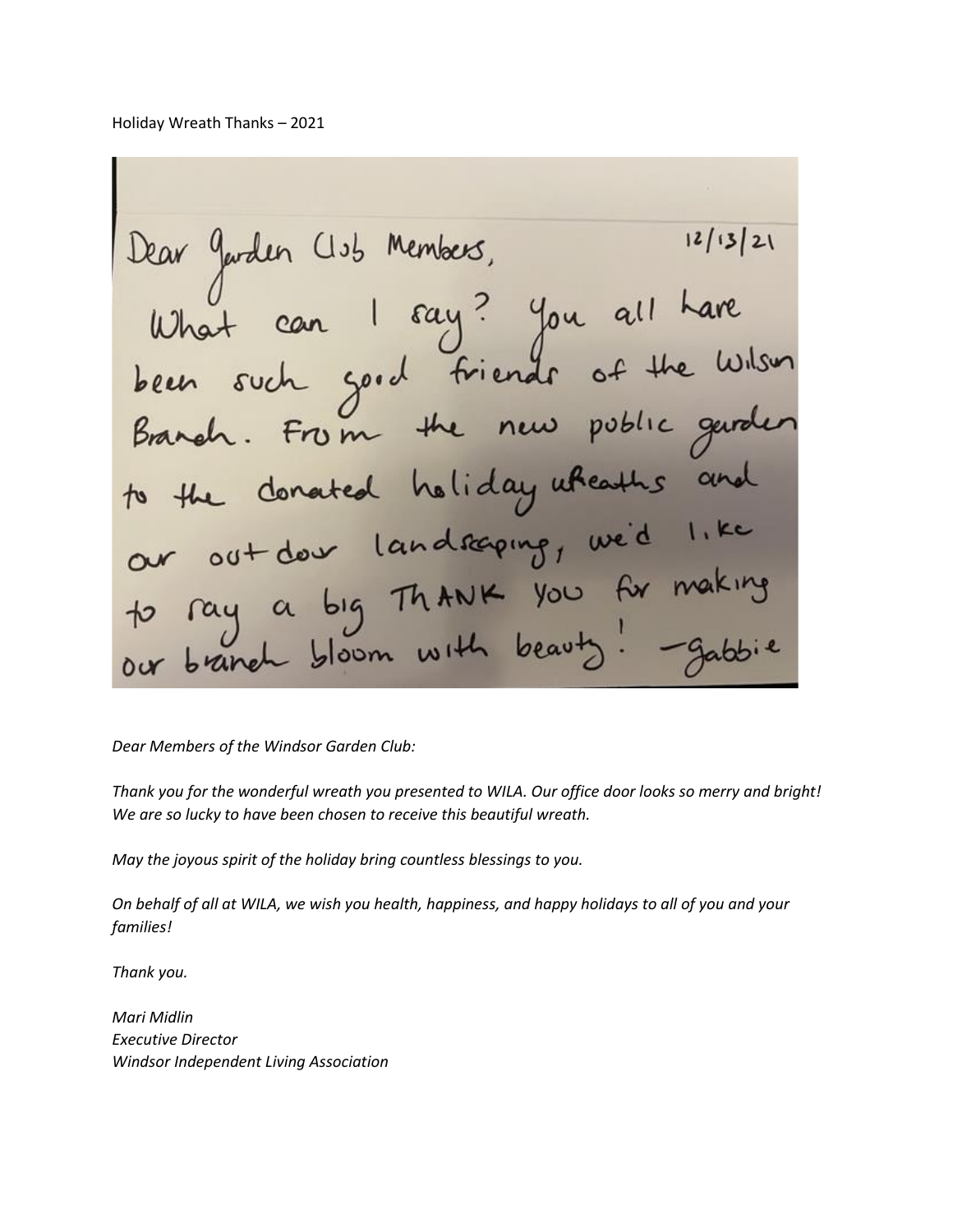Holiday Wreath Thanks – 2021

Dear Garden Club Members, 12/13/21

What can I say? You all have been such good friends of the Wilson Branch. From the new public garden to the donated holiday wreaths and our outdoor landscaping, we'd like to say a big THANK you for making our branch bloom with beauty! –Gabbie

*Dear Members of the Windsor Garden Club:*

*Thank you for the wonderful wreath you presented to WILA. Our office door looks so merry and bright! We are so lucky to have been chosen to receive this beautiful wreath.*

*May the joyous spirit of the holiday bring countless blessings to you.*

*On behalf of all at WILA, we wish you health, happiness, and happy holidays to all of you and your families!*

*Thank you.*

*Mari Midlin*
*Executive Director*
*Windsor Independent Living Association*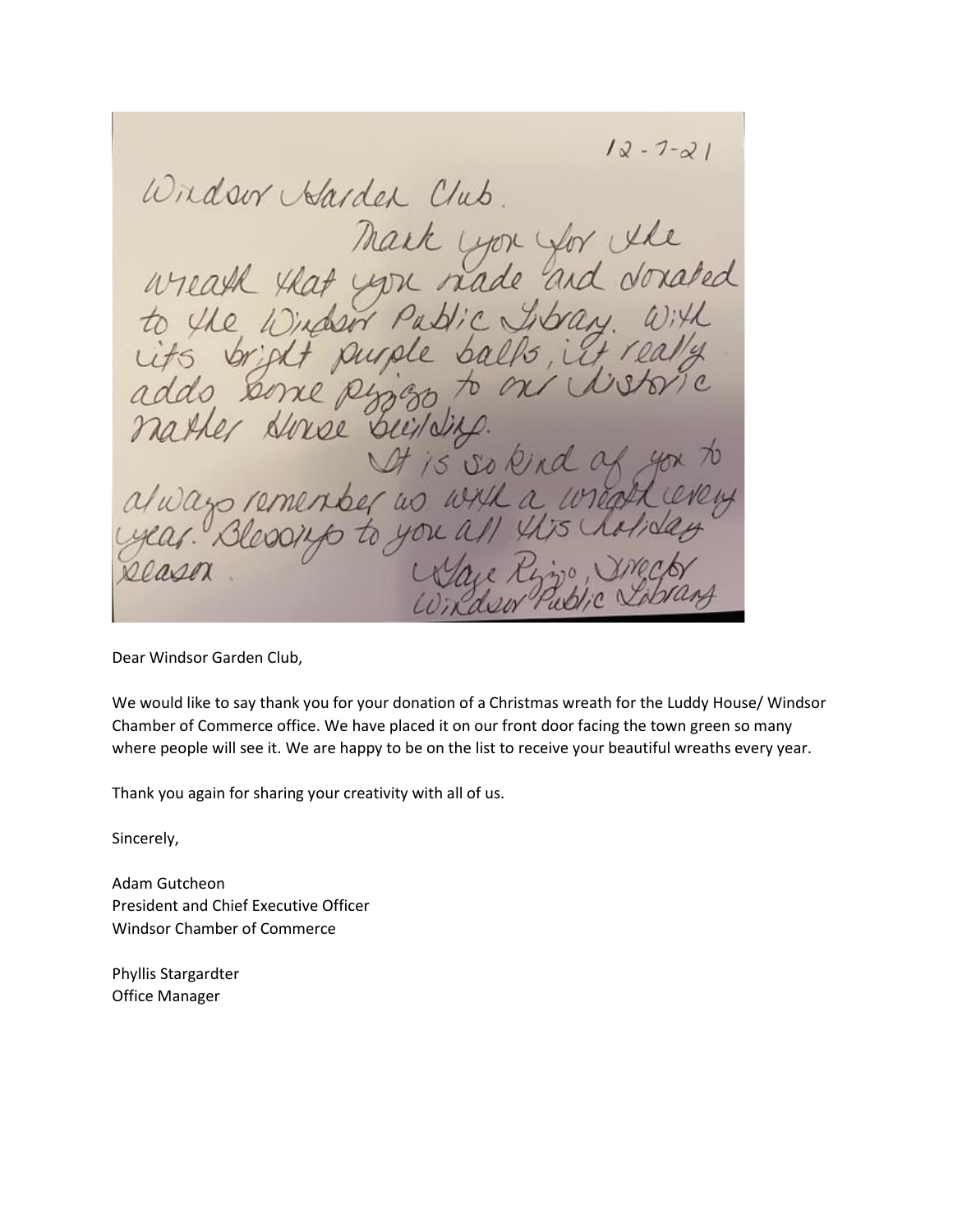12-7-21

Windsor Garden Club.

Thank you for the wreath that you made and donated to the Windsor Public Library. With its bright purple balls, it really adds some pizzazz to our historic Mather House building.

It is so kind of you to always remember us with a wreath every year. Blessings to you all this holiday season.

Gaye Rizzo, Director
Windsor Public Library

Dear Windsor Garden Club,

We would like to say thank you for your donation of a Christmas wreath for the Luddy House/ Windsor Chamber of Commerce office. We have placed it on our front door facing the town green so many where people will see it. We are happy to be on the list to receive your beautiful wreaths every year.

Thank you again for sharing your creativity with all of us.

Sincerely,

Adam Gutcheon
President and Chief Executive Officer
Windsor Chamber of Commerce

Phyllis Stargardter
Office Manager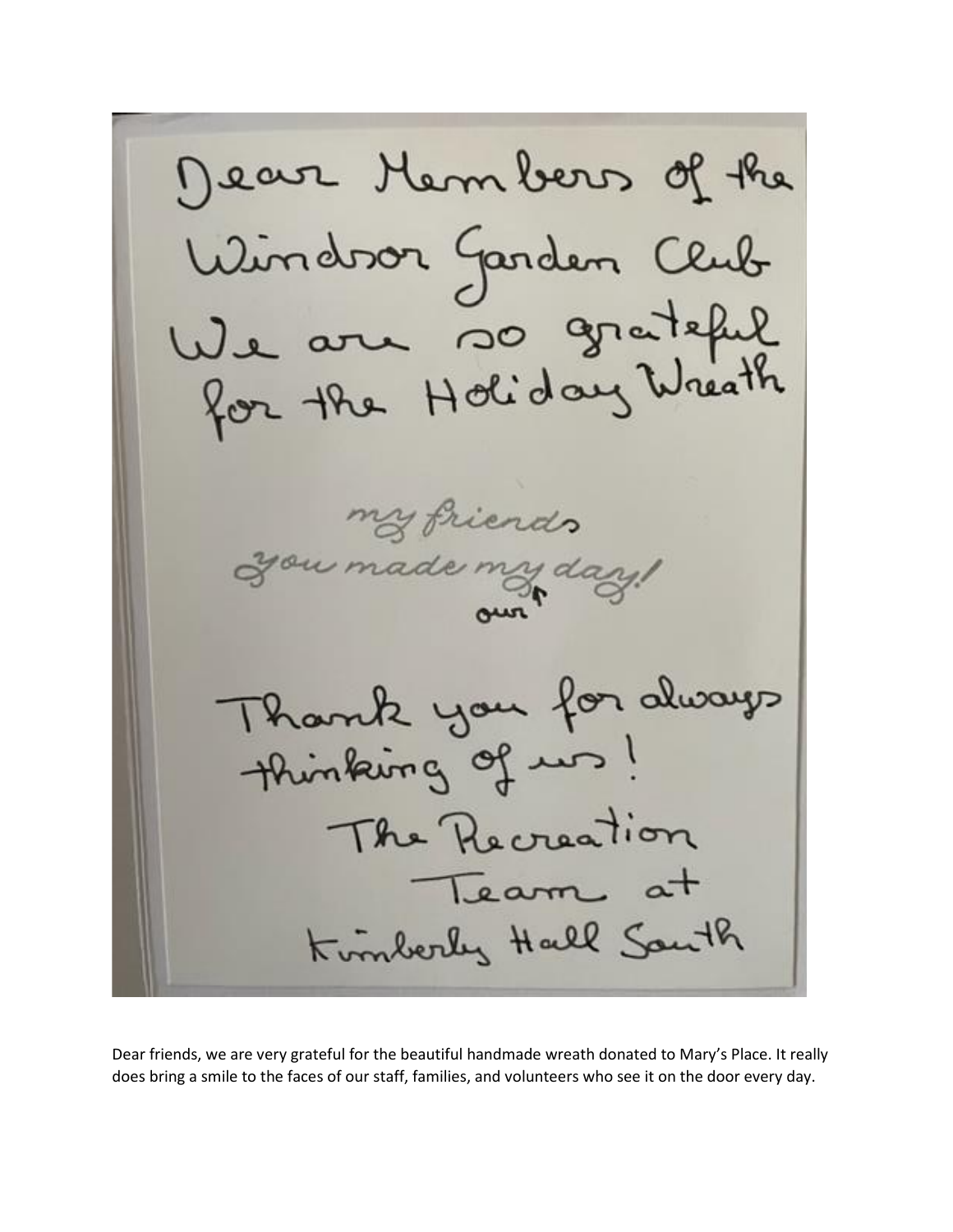Dear Members of the Windsor Garden Club

We are so grateful for the Holiday Wreath

my friends
you made my day!
our

Thank you for always thinking of us!

The Recreation Team at Kimberly Hall South

Dear friends, we are very grateful for the beautiful handmade wreath donated to Mary's Place. It really does bring a smile to the faces of our staff, families, and volunteers who see it on the door every day.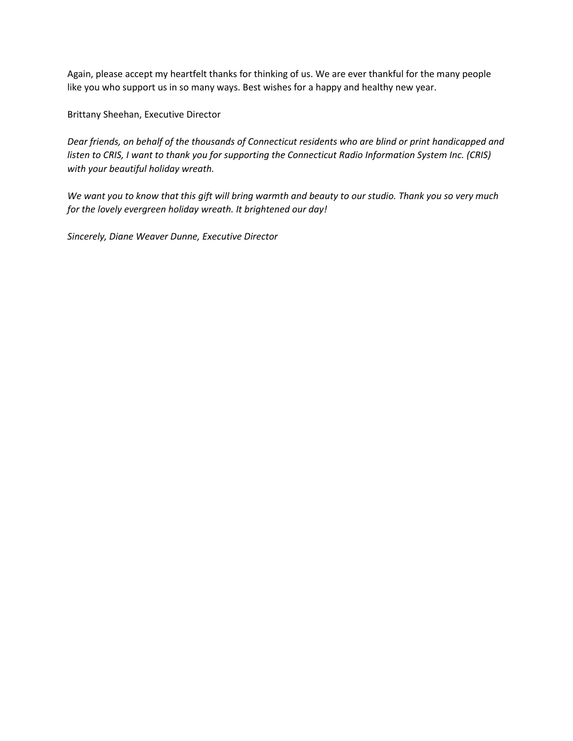Again, please accept my heartfelt thanks for thinking of us. We are ever thankful for the many people like you who support us in so many ways. Best wishes for a happy and healthy new year.

Brittany Sheehan, Executive Director

*Dear friends, on behalf of the thousands of Connecticut residents who are blind or print handicapped and listen to CRIS, I want to thank you for supporting the Connecticut Radio Information System Inc. (CRIS) with your beautiful holiday wreath.*

*We want you to know that this gift will bring warmth and beauty to our studio. Thank you so very much for the lovely evergreen holiday wreath. It brightened our day!*

*Sincerely, Diane Weaver Dunne, Executive Director*